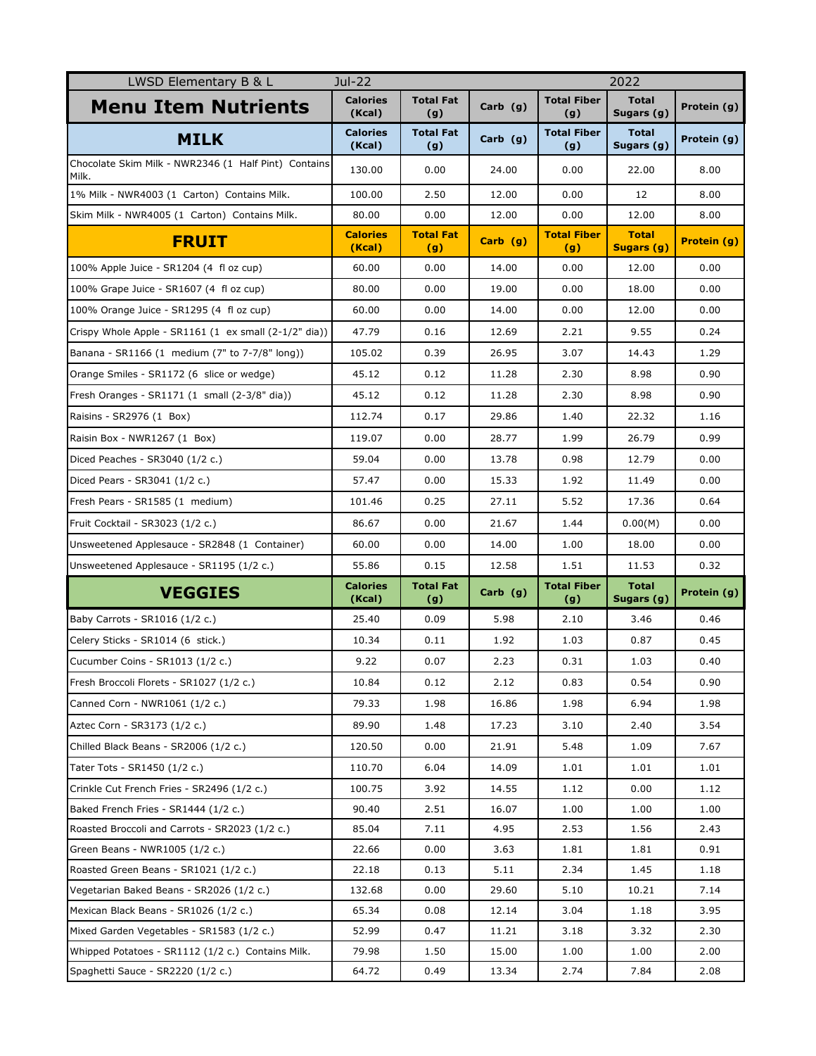| LWSD Elementary B & L | Jul-22 | | | 2022 | | |
|---|---|---|---|---|---|---|
| **Menu Item Nutrients** | **Calories (Kcal)** | **Total Fat (g)** | **Carb (g)** | **Total Fiber (g)** | **Total Sugars (g)** | **Protein (g)** |
| **MILK** | **Calories (Kcal)** | **Total Fat (g)** | **Carb (g)** | **Total Fiber (g)** | **Total Sugars (g)** | **Protein (g)** |
| Chocolate Skim Milk - NWR2346 (1 Half Pint) Contains Milk. | 130.00 | 0.00 | 24.00 | 0.00 | 22.00 | 8.00 |
| 1% Milk - NWR4003 (1 Carton) Contains Milk. | 100.00 | 2.50 | 12.00 | 0.00 | 12 | 8.00 |
| Skim Milk - NWR4005 (1 Carton) Contains Milk. | 80.00 | 0.00 | 12.00 | 0.00 | 12.00 | 8.00 |
| **FRUIT** | **Calories (Kcal)** | **Total Fat (g)** | **Carb (g)** | **Total Fiber (g)** | **Total Sugars (g)** | **Protein (g)** |
| 100% Apple Juice - SR1204 (4 fl oz cup) | 60.00 | 0.00 | 14.00 | 0.00 | 12.00 | 0.00 |
| 100% Grape Juice - SR1607 (4 fl oz cup) | 80.00 | 0.00 | 19.00 | 0.00 | 18.00 | 0.00 |
| 100% Orange Juice - SR1295 (4 fl oz cup) | 60.00 | 0.00 | 14.00 | 0.00 | 12.00 | 0.00 |
| Crispy Whole Apple - SR1161 (1 ex small (2-1/2" dia)) | 47.79 | 0.16 | 12.69 | 2.21 | 9.55 | 0.24 |
| Banana - SR1166 (1 medium (7" to 7-7/8" long)) | 105.02 | 0.39 | 26.95 | 3.07 | 14.43 | 1.29 |
| Orange Smiles - SR1172 (6 slice or wedge) | 45.12 | 0.12 | 11.28 | 2.30 | 8.98 | 0.90 |
| Fresh Oranges - SR1171 (1 small (2-3/8" dia)) | 45.12 | 0.12 | 11.28 | 2.30 | 8.98 | 0.90 |
| Raisins - SR2976 (1 Box) | 112.74 | 0.17 | 29.86 | 1.40 | 22.32 | 1.16 |
| Raisin Box - NWR1267 (1 Box) | 119.07 | 0.00 | 28.77 | 1.99 | 26.79 | 0.99 |
| Diced Peaches - SR3040 (1/2 c.) | 59.04 | 0.00 | 13.78 | 0.98 | 12.79 | 0.00 |
| Diced Pears - SR3041 (1/2 c.) | 57.47 | 0.00 | 15.33 | 1.92 | 11.49 | 0.00 |
| Fresh Pears - SR1585 (1 medium) | 101.46 | 0.25 | 27.11 | 5.52 | 17.36 | 0.64 |
| Fruit Cocktail - SR3023 (1/2 c.) | 86.67 | 0.00 | 21.67 | 1.44 | 0.00(M) | 0.00 |
| Unsweetened Applesauce - SR2848 (1 Container) | 60.00 | 0.00 | 14.00 | 1.00 | 18.00 | 0.00 |
| Unsweetened Applesauce - SR1195 (1/2 c.) | 55.86 | 0.15 | 12.58 | 1.51 | 11.53 | 0.32 |
| **VEGGIES** | **Calories (Kcal)** | **Total Fat (g)** | **Carb (g)** | **Total Fiber (g)** | **Total Sugars (g)** | **Protein (g)** |
| Baby Carrots - SR1016 (1/2 c.) | 25.40 | 0.09 | 5.98 | 2.10 | 3.46 | 0.46 |
| Celery Sticks - SR1014 (6 stick.) | 10.34 | 0.11 | 1.92 | 1.03 | 0.87 | 0.45 |
| Cucumber Coins - SR1013 (1/2 c.) | 9.22 | 0.07 | 2.23 | 0.31 | 1.03 | 0.40 |
| Fresh Broccoli Florets - SR1027 (1/2 c.) | 10.84 | 0.12 | 2.12 | 0.83 | 0.54 | 0.90 |
| Canned Corn - NWR1061 (1/2 c.) | 79.33 | 1.98 | 16.86 | 1.98 | 6.94 | 1.98 |
| Aztec Corn - SR3173 (1/2 c.) | 89.90 | 1.48 | 17.23 | 3.10 | 2.40 | 3.54 |
| Chilled Black Beans - SR2006 (1/2 c.) | 120.50 | 0.00 | 21.91 | 5.48 | 1.09 | 7.67 |
| Tater Tots - SR1450 (1/2 c.) | 110.70 | 6.04 | 14.09 | 1.01 | 1.01 | 1.01 |
| Crinkle Cut French Fries - SR2496 (1/2 c.) | 100.75 | 3.92 | 14.55 | 1.12 | 0.00 | 1.12 |
| Baked French Fries - SR1444 (1/2 c.) | 90.40 | 2.51 | 16.07 | 1.00 | 1.00 | 1.00 |
| Roasted Broccoli and Carrots - SR2023 (1/2 c.) | 85.04 | 7.11 | 4.95 | 2.53 | 1.56 | 2.43 |
| Green Beans - NWR1005 (1/2 c.) | 22.66 | 0.00 | 3.63 | 1.81 | 1.81 | 0.91 |
| Roasted Green Beans - SR1021 (1/2 c.) | 22.18 | 0.13 | 5.11 | 2.34 | 1.45 | 1.18 |
| Vegetarian Baked Beans - SR2026 (1/2 c.) | 132.68 | 0.00 | 29.60 | 5.10 | 10.21 | 7.14 |
| Mexican Black Beans - SR1026 (1/2 c.) | 65.34 | 0.08 | 12.14 | 3.04 | 1.18 | 3.95 |
| Mixed Garden Vegetables - SR1583 (1/2 c.) | 52.99 | 0.47 | 11.21 | 3.18 | 3.32 | 2.30 |
| Whipped Potatoes - SR1112 (1/2 c.) Contains Milk. | 79.98 | 1.50 | 15.00 | 1.00 | 1.00 | 2.00 |
| Spaghetti Sauce - SR2220 (1/2 c.) | 64.72 | 0.49 | 13.34 | 2.74 | 7.84 | 2.08 |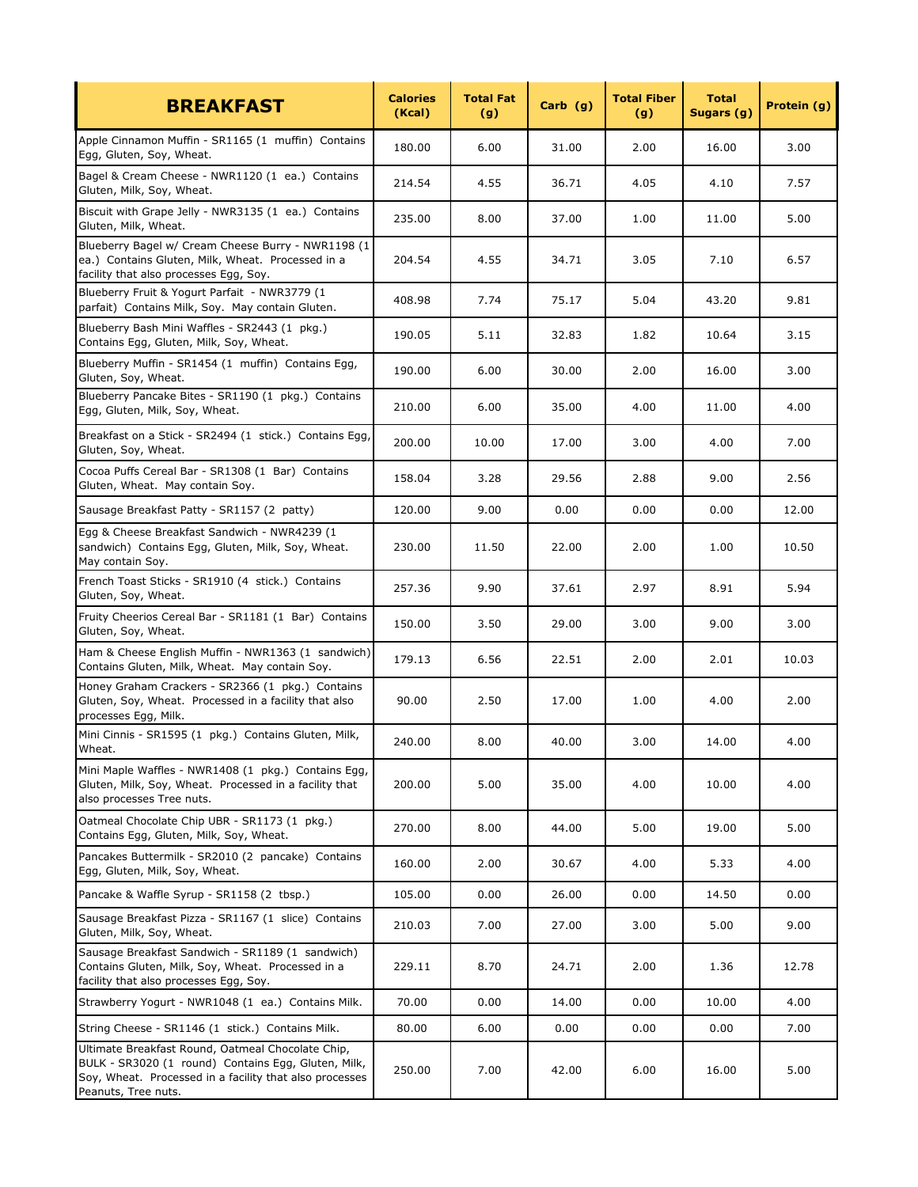| BREAKFAST | Calories (Kcal) | Total Fat (g) | Carb (g) | Total Fiber (g) | Total Sugars (g) | Protein (g) |
|---|---|---|---|---|---|---|
| Apple Cinnamon Muffin - SR1165 (1 muffin) Contains Egg, Gluten, Soy, Wheat. | 180.00 | 6.00 | 31.00 | 2.00 | 16.00 | 3.00 |
| Bagel & Cream Cheese - NWR1120 (1 ea.) Contains Gluten, Milk, Soy, Wheat. | 214.54 | 4.55 | 36.71 | 4.05 | 4.10 | 7.57 |
| Biscuit with Grape Jelly - NWR3135 (1 ea.) Contains Gluten, Milk, Wheat. | 235.00 | 8.00 | 37.00 | 1.00 | 11.00 | 5.00 |
| Blueberry Bagel w/ Cream Cheese Burry - NWR1198 (1 ea.) Contains Gluten, Milk, Wheat. Processed in a facility that also processes Egg, Soy. | 204.54 | 4.55 | 34.71 | 3.05 | 7.10 | 6.57 |
| Blueberry Fruit & Yogurt Parfait - NWR3779 (1 parfait) Contains Milk, Soy. May contain Gluten. | 408.98 | 7.74 | 75.17 | 5.04 | 43.20 | 9.81 |
| Blueberry Bash Mini Waffles - SR2443 (1 pkg.) Contains Egg, Gluten, Milk, Soy, Wheat. | 190.05 | 5.11 | 32.83 | 1.82 | 10.64 | 3.15 |
| Blueberry Muffin - SR1454 (1 muffin) Contains Egg, Gluten, Soy, Wheat. | 190.00 | 6.00 | 30.00 | 2.00 | 16.00 | 3.00 |
| Blueberry Pancake Bites - SR1190 (1 pkg.) Contains Egg, Gluten, Milk, Soy, Wheat. | 210.00 | 6.00 | 35.00 | 4.00 | 11.00 | 4.00 |
| Breakfast on a Stick - SR2494 (1 stick.) Contains Egg, Gluten, Soy, Wheat. | 200.00 | 10.00 | 17.00 | 3.00 | 4.00 | 7.00 |
| Cocoa Puffs Cereal Bar - SR1308 (1 Bar) Contains Gluten, Wheat. May contain Soy. | 158.04 | 3.28 | 29.56 | 2.88 | 9.00 | 2.56 |
| Sausage Breakfast Patty - SR1157 (2 patty) | 120.00 | 9.00 | 0.00 | 0.00 | 0.00 | 12.00 |
| Egg & Cheese Breakfast Sandwich - NWR4239 (1 sandwich) Contains Egg, Gluten, Milk, Soy, Wheat. May contain Soy. | 230.00 | 11.50 | 22.00 | 2.00 | 1.00 | 10.50 |
| French Toast Sticks - SR1910 (4 stick.) Contains Gluten, Soy, Wheat. | 257.36 | 9.90 | 37.61 | 2.97 | 8.91 | 5.94 |
| Fruity Cheerios Cereal Bar - SR1181 (1 Bar) Contains Gluten, Soy, Wheat. | 150.00 | 3.50 | 29.00 | 3.00 | 9.00 | 3.00 |
| Ham & Cheese English Muffin - NWR1363 (1 sandwich) Contains Gluten, Milk, Wheat. May contain Soy. | 179.13 | 6.56 | 22.51 | 2.00 | 2.01 | 10.03 |
| Honey Graham Crackers - SR2366 (1 pkg.) Contains Gluten, Soy, Wheat. Processed in a facility that also processes Egg, Milk. | 90.00 | 2.50 | 17.00 | 1.00 | 4.00 | 2.00 |
| Mini Cinnis - SR1595 (1 pkg.) Contains Gluten, Milk, Wheat. | 240.00 | 8.00 | 40.00 | 3.00 | 14.00 | 4.00 |
| Mini Maple Waffles - NWR1408 (1 pkg.) Contains Egg, Gluten, Milk, Soy, Wheat. Processed in a facility that also processes Tree nuts. | 200.00 | 5.00 | 35.00 | 4.00 | 10.00 | 4.00 |
| Oatmeal Chocolate Chip UBR - SR1173 (1 pkg.) Contains Egg, Gluten, Milk, Soy, Wheat. | 270.00 | 8.00 | 44.00 | 5.00 | 19.00 | 5.00 |
| Pancakes Buttermilk - SR2010 (2 pancake) Contains Egg, Gluten, Milk, Soy, Wheat. | 160.00 | 2.00 | 30.67 | 4.00 | 5.33 | 4.00 |
| Pancake & Waffle Syrup - SR1158 (2 tbsp.) | 105.00 | 0.00 | 26.00 | 0.00 | 14.50 | 0.00 |
| Sausage Breakfast Pizza - SR1167 (1 slice) Contains Gluten, Milk, Soy, Wheat. | 210.03 | 7.00 | 27.00 | 3.00 | 5.00 | 9.00 |
| Sausage Breakfast Sandwich - SR1189 (1 sandwich) Contains Gluten, Milk, Soy, Wheat. Processed in a facility that also processes Egg, Soy. | 229.11 | 8.70 | 24.71 | 2.00 | 1.36 | 12.78 |
| Strawberry Yogurt - NWR1048 (1 ea.) Contains Milk. | 70.00 | 0.00 | 14.00 | 0.00 | 10.00 | 4.00 |
| String Cheese - SR1146 (1 stick.) Contains Milk. | 80.00 | 6.00 | 0.00 | 0.00 | 0.00 | 7.00 |
| Ultimate Breakfast Round, Oatmeal Chocolate Chip, BULK - SR3020 (1 round) Contains Egg, Gluten, Milk, Soy, Wheat. Processed in a facility that also processes Peanuts, Tree nuts. | 250.00 | 7.00 | 42.00 | 6.00 | 16.00 | 5.00 |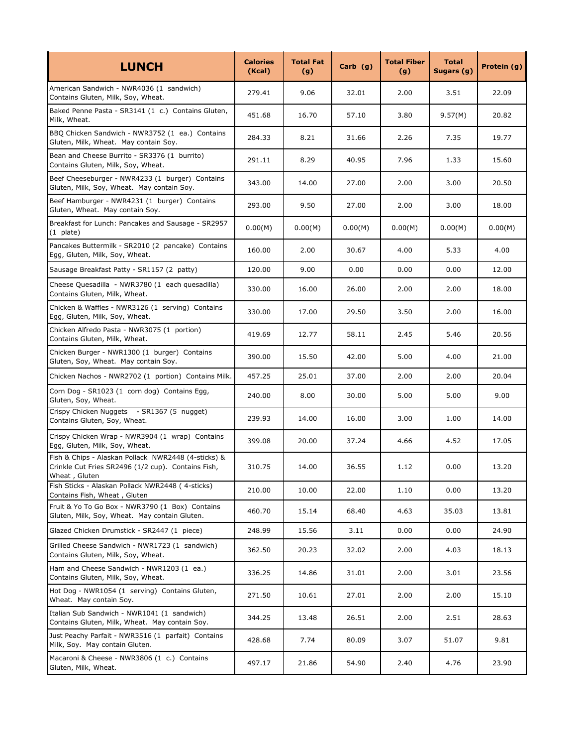| LUNCH | Calories (Kcal) | Total Fat (g) | Carb (g) | Total Fiber (g) | Total Sugars (g) | Protein (g) |
|---|---|---|---|---|---|---|
| American Sandwich - NWR4036 (1 sandwich) Contains Gluten, Milk, Soy, Wheat. | 279.41 | 9.06 | 32.01 | 2.00 | 3.51 | 22.09 |
| Baked Penne Pasta - SR3141 (1 c.) Contains Gluten, Milk, Wheat. | 451.68 | 16.70 | 57.10 | 3.80 | 9.57(M) | 20.82 |
| BBQ Chicken Sandwich - NWR3752 (1 ea.) Contains Gluten, Milk, Wheat. May contain Soy. | 284.33 | 8.21 | 31.66 | 2.26 | 7.35 | 19.77 |
| Bean and Cheese Burrito - SR3376 (1 burrito) Contains Gluten, Milk, Soy, Wheat. | 291.11 | 8.29 | 40.95 | 7.96 | 1.33 | 15.60 |
| Beef Cheeseburger - NWR4233 (1 burger) Contains Gluten, Milk, Soy, Wheat. May contain Soy. | 343.00 | 14.00 | 27.00 | 2.00 | 3.00 | 20.50 |
| Beef Hamburger - NWR4231 (1 burger) Contains Gluten, Wheat. May contain Soy. | 293.00 | 9.50 | 27.00 | 2.00 | 3.00 | 18.00 |
| Breakfast for Lunch: Pancakes and Sausage - SR2957 (1 plate) | 0.00(M) | 0.00(M) | 0.00(M) | 0.00(M) | 0.00(M) | 0.00(M) |
| Pancakes Buttermilk - SR2010 (2 pancake) Contains Egg, Gluten, Milk, Soy, Wheat. | 160.00 | 2.00 | 30.67 | 4.00 | 5.33 | 4.00 |
| Sausage Breakfast Patty - SR1157 (2 patty) | 120.00 | 9.00 | 0.00 | 0.00 | 0.00 | 12.00 |
| Cheese Quesadilla - NWR3780 (1 each quesadilla) Contains Gluten, Milk, Wheat. | 330.00 | 16.00 | 26.00 | 2.00 | 2.00 | 18.00 |
| Chicken & Waffles - NWR3126 (1 serving) Contains Egg, Gluten, Milk, Soy, Wheat. | 330.00 | 17.00 | 29.50 | 3.50 | 2.00 | 16.00 |
| Chicken Alfredo Pasta - NWR3075 (1 portion) Contains Gluten, Milk, Wheat. | 419.69 | 12.77 | 58.11 | 2.45 | 5.46 | 20.56 |
| Chicken Burger - NWR1300 (1 burger) Contains Gluten, Soy, Wheat. May contain Soy. | 390.00 | 15.50 | 42.00 | 5.00 | 4.00 | 21.00 |
| Chicken Nachos - NWR2702 (1 portion) Contains Milk. | 457.25 | 25.01 | 37.00 | 2.00 | 2.00 | 20.04 |
| Corn Dog - SR1023 (1 corn dog) Contains Egg, Gluten, Soy, Wheat. | 240.00 | 8.00 | 30.00 | 5.00 | 5.00 | 9.00 |
| Crispy Chicken Nuggets - SR1367 (5 nugget) Contains Gluten, Soy, Wheat. | 239.93 | 14.00 | 16.00 | 3.00 | 1.00 | 14.00 |
| Crispy Chicken Wrap - NWR3904 (1 wrap) Contains Egg, Gluten, Milk, Soy, Wheat. | 399.08 | 20.00 | 37.24 | 4.66 | 4.52 | 17.05 |
| Fish & Chips - Alaskan Pollack NWR2448 (4-sticks) & Crinkle Cut Fries SR2496 (1/2 cup). Contains Fish, Wheat , Gluten | 310.75 | 14.00 | 36.55 | 1.12 | 0.00 | 13.20 |
| Fish Sticks - Alaskan Pollack NWR2448 ( 4-sticks) Contains Fish, Wheat , Gluten | 210.00 | 10.00 | 22.00 | 1.10 | 0.00 | 13.20 |
| Fruit & Yo To Go Box - NWR3790 (1 Box) Contains Gluten, Milk, Soy, Wheat. May contain Gluten. | 460.70 | 15.14 | 68.40 | 4.63 | 35.03 | 13.81 |
| Glazed Chicken Drumstick - SR2447 (1 piece) | 248.99 | 15.56 | 3.11 | 0.00 | 0.00 | 24.90 |
| Grilled Cheese Sandwich - NWR1723 (1 sandwich) Contains Gluten, Milk, Soy, Wheat. | 362.50 | 20.23 | 32.02 | 2.00 | 4.03 | 18.13 |
| Ham and Cheese Sandwich - NWR1203 (1 ea.) Contains Gluten, Milk, Soy, Wheat. | 336.25 | 14.86 | 31.01 | 2.00 | 3.01 | 23.56 |
| Hot Dog - NWR1054 (1 serving) Contains Gluten, Wheat. May contain Soy. | 271.50 | 10.61 | 27.01 | 2.00 | 2.00 | 15.10 |
| Italian Sub Sandwich - NWR1041 (1 sandwich) Contains Gluten, Milk, Wheat. May contain Soy. | 344.25 | 13.48 | 26.51 | 2.00 | 2.51 | 28.63 |
| Just Peachy Parfait - NWR3516 (1 parfait) Contains Milk, Soy. May contain Gluten. | 428.68 | 7.74 | 80.09 | 3.07 | 51.07 | 9.81 |
| Macaroni & Cheese - NWR3806 (1 c.) Contains Gluten, Milk, Wheat. | 497.17 | 21.86 | 54.90 | 2.40 | 4.76 | 23.90 |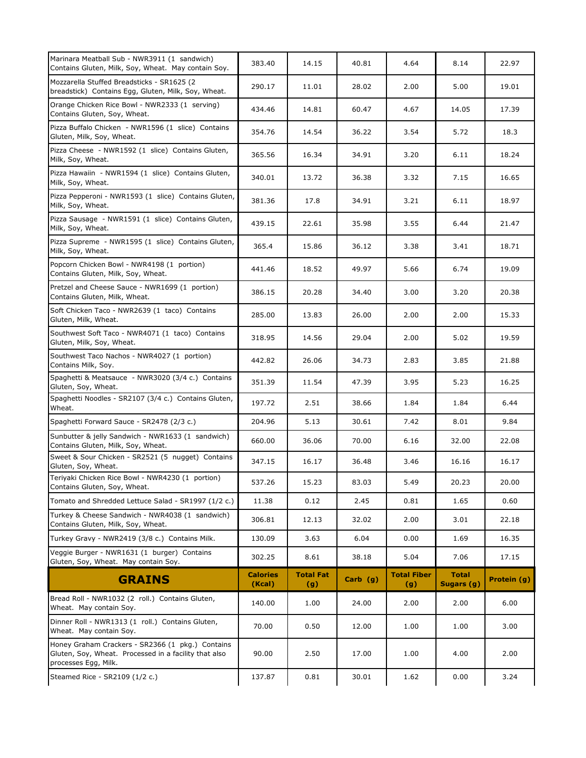| Marinara Meatball Sub - NWR3911 (1 sandwich) Contains Gluten, Milk, Soy, Wheat. May contain Soy. | 383.40 | 14.15 | 40.81 | 4.64 | 8.14 | 22.97 |
|---|---|---|---|---|---|---|
| Mozzarella Stuffed Breadsticks - SR1625 (2 breadstick) Contains Egg, Gluten, Milk, Soy, Wheat. | 290.17 | 11.01 | 28.02 | 2.00 | 5.00 | 19.01 |
| Orange Chicken Rice Bowl - NWR2333 (1 serving) Contains Gluten, Soy, Wheat. | 434.46 | 14.81 | 60.47 | 4.67 | 14.05 | 17.39 |
| Pizza Buffalo Chicken - NWR1596 (1 slice) Contains Gluten, Milk, Soy, Wheat. | 354.76 | 14.54 | 36.22 | 3.54 | 5.72 | 18.3 |
| Pizza Cheese - NWR1592 (1 slice) Contains Gluten, Milk, Soy, Wheat. | 365.56 | 16.34 | 34.91 | 3.20 | 6.11 | 18.24 |
| Pizza Hawaiin - NWR1594 (1 slice) Contains Gluten, Milk, Soy, Wheat. | 340.01 | 13.72 | 36.38 | 3.32 | 7.15 | 16.65 |
| Pizza Pepperoni - NWR1593 (1 slice) Contains Gluten, Milk, Soy, Wheat. | 381.36 | 17.8 | 34.91 | 3.21 | 6.11 | 18.97 |
| Pizza Sausage - NWR1591 (1 slice) Contains Gluten, Milk, Soy, Wheat. | 439.15 | 22.61 | 35.98 | 3.55 | 6.44 | 21.47 |
| Pizza Supreme - NWR1595 (1 slice) Contains Gluten, Milk, Soy, Wheat. | 365.4 | 15.86 | 36.12 | 3.38 | 3.41 | 18.71 |
| Popcorn Chicken Bowl - NWR4198 (1 portion) Contains Gluten, Milk, Soy, Wheat. | 441.46 | 18.52 | 49.97 | 5.66 | 6.74 | 19.09 |
| Pretzel and Cheese Sauce - NWR1699 (1 portion) Contains Gluten, Milk, Wheat. | 386.15 | 20.28 | 34.40 | 3.00 | 3.20 | 20.38 |
| Soft Chicken Taco - NWR2639 (1 taco) Contains Gluten, Milk, Wheat. | 285.00 | 13.83 | 26.00 | 2.00 | 2.00 | 15.33 |
| Southwest Soft Taco - NWR4071 (1 taco) Contains Gluten, Milk, Soy, Wheat. | 318.95 | 14.56 | 29.04 | 2.00 | 5.02 | 19.59 |
| Southwest Taco Nachos - NWR4027 (1 portion) Contains Milk, Soy. | 442.82 | 26.06 | 34.73 | 2.83 | 3.85 | 21.88 |
| Spaghetti & Meatsauce - NWR3020 (3/4 c.) Contains Gluten, Soy, Wheat. | 351.39 | 11.54 | 47.39 | 3.95 | 5.23 | 16.25 |
| Spaghetti Noodles - SR2107 (3/4 c.) Contains Gluten, Wheat. | 197.72 | 2.51 | 38.66 | 1.84 | 1.84 | 6.44 |
| Spaghetti Forward Sauce - SR2478 (2/3 c.) | 204.96 | 5.13 | 30.61 | 7.42 | 8.01 | 9.84 |
| Sunbutter & jelly Sandwich - NWR1633 (1 sandwich) Contains Gluten, Milk, Soy, Wheat. | 660.00 | 36.06 | 70.00 | 6.16 | 32.00 | 22.08 |
| Sweet & Sour Chicken - SR2521 (5 nugget) Contains Gluten, Soy, Wheat. | 347.15 | 16.17 | 36.48 | 3.46 | 16.16 | 16.17 |
| Teriyaki Chicken Rice Bowl - NWR4230 (1 portion) Contains Gluten, Soy, Wheat. | 537.26 | 15.23 | 83.03 | 5.49 | 20.23 | 20.00 |
| Tomato and Shredded Lettuce Salad - SR1997 (1/2 c.) | 11.38 | 0.12 | 2.45 | 0.81 | 1.65 | 0.60 |
| Turkey & Cheese Sandwich - NWR4038 (1 sandwich) Contains Gluten, Milk, Soy, Wheat. | 306.81 | 12.13 | 32.02 | 2.00 | 3.01 | 22.18 |
| Turkey Gravy - NWR2419 (3/8 c.) Contains Milk. | 130.09 | 3.63 | 6.04 | 0.00 | 1.69 | 16.35 |
| Veggie Burger - NWR1631 (1 burger) Contains Gluten, Soy, Wheat. May contain Soy. | 302.25 | 8.61 | 38.18 | 5.04 | 7.06 | 17.15 |
| **GRAINS** | **Calories (Kcal)** | **Total Fat (g)** | **Carb (g)** | **Total Fiber (g)** | **Total Sugars (g)** | **Protein (g)** |
| Bread Roll - NWR1032 (2 roll.) Contains Gluten, Wheat. May contain Soy. | 140.00 | 1.00 | 24.00 | 2.00 | 2.00 | 6.00 |
| Dinner Roll - NWR1313 (1 roll.) Contains Gluten, Wheat. May contain Soy. | 70.00 | 0.50 | 12.00 | 1.00 | 1.00 | 3.00 |
| Honey Graham Crackers - SR2366 (1 pkg.) Contains Gluten, Soy, Wheat. Processed in a facility that also processes Egg, Milk. | 90.00 | 2.50 | 17.00 | 1.00 | 4.00 | 2.00 |
| Steamed Rice - SR2109 (1/2 c.) | 137.87 | 0.81 | 30.01 | 1.62 | 0.00 | 3.24 |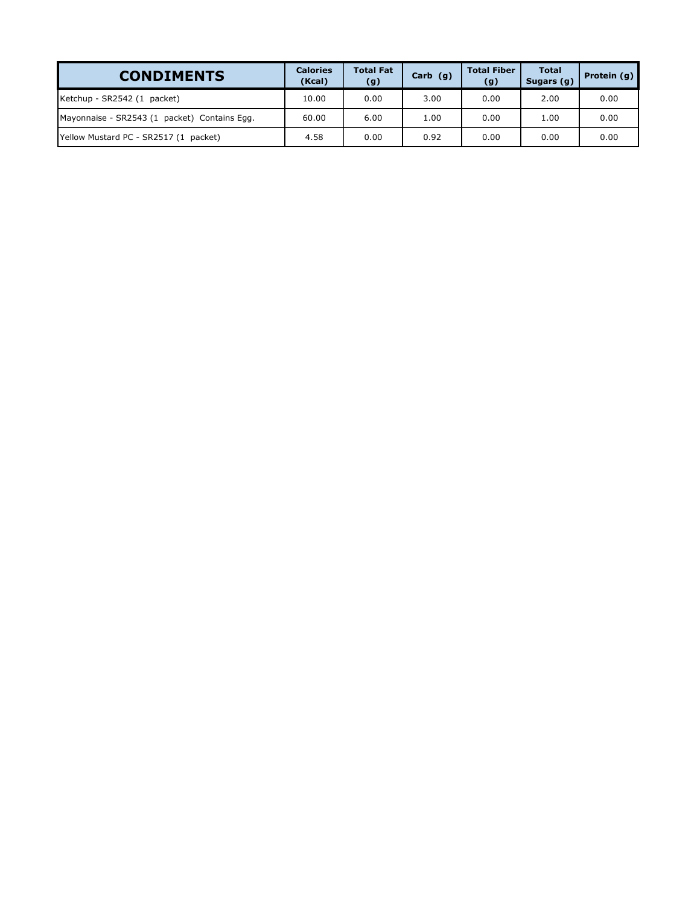| CONDIMENTS | Calories (Kcal) | Total Fat (g) | Carb (g) | Total Fiber (g) | Total Sugars (g) | Protein (g) |
|---|---|---|---|---|---|---|
| Ketchup - SR2542 (1 packet) | 10.00 | 0.00 | 3.00 | 0.00 | 2.00 | 0.00 |
| Mayonnaise - SR2543 (1 packet) Contains Egg. | 60.00 | 6.00 | 1.00 | 0.00 | 1.00 | 0.00 |
| Yellow Mustard PC - SR2517 (1 packet) | 4.58 | 0.00 | 0.92 | 0.00 | 0.00 | 0.00 |